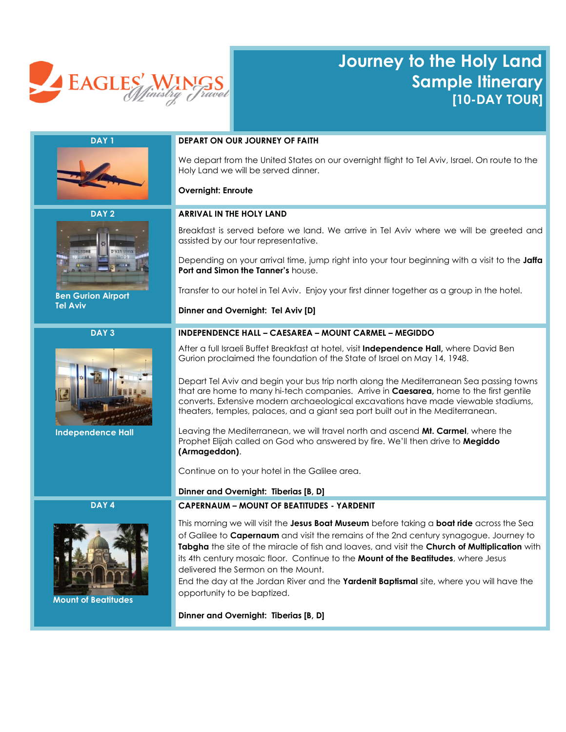EAGLES' WINGS *Ministry Travel*

# Journey to the Holy Land Sample Itinerary [10-DAY TOUR]

## DAY 1

### DEPART ON OUR JOURNEY OF FAITH

We depart from the United States on our overnight flight to Tel Aviv, Israel. On route to the Holy Land we will be served dinner.

**Overnight: Enroute**

## DAY 2

Ben Gurion Airport Tel Aviv

### ARRIVAL IN THE HOLY LAND

Breakfast is served before we land. We arrive in Tel Aviv where we will be greeted and assisted by our tour representative.

Depending on your arrival time, jump right into your tour beginning with a visit to the **Jaffa Port and Simon the Tanner's** house.

Transfer to our hotel in Tel Aviv. Enjoy your first dinner together as a group in the hotel.

**Dinner and Overnight: Tel Aviv [D]**

## DAY 3

Independence Hall

### INDEPENDENCE HALL – CAESAREA – MOUNT CARMEL – MEGIDDO

After a full Israeli Buffet Breakfast at hotel, visit **Independence Hall,** where David Ben Gurion proclaimed the foundation of the State of Israel on May 14, 1948.

Depart Tel Aviv and begin your bus trip north along the Mediterranean Sea passing towns that are home to many hi-tech companies. Arrive in **Caesarea,** home to the first gentile converts. Extensive modern archaeological excavations have made viewable stadiums, theaters, temples, palaces, and a giant sea port built out in the Mediterranean.

Leaving the Mediterranean, we will travel north and ascend **Mt. Carmel**, where the Prophet Elijah called on God who answered by fire. We'll then drive to **Megiddo (Armageddon)**.

Continue on to your hotel in the Galilee area.

**Dinner and Overnight: Tiberias [B, D]**

## DAY 4

Mount of Beatitudes

### CAPERNAUM – MOUNT OF BEATITUDES - YARDENIT

This morning we will visit the **Jesus Boat Museum** before taking a **boat ride** across the Sea of Galilee to **Capernaum** and visit the remains of the 2nd century synagogue. Journey to **Tabgha** the site of the miracle of fish and loaves, and visit the **Church of Multiplication** with its 4th century mosaic floor. Continue to the **Mount of the Beatitudes**, where Jesus delivered the Sermon on the Mount.
End the day at the Jordan River and the **Yardenit Baptismal** site, where you will have the opportunity to be baptized.

**Dinner and Overnight: Tiberias [B, D]**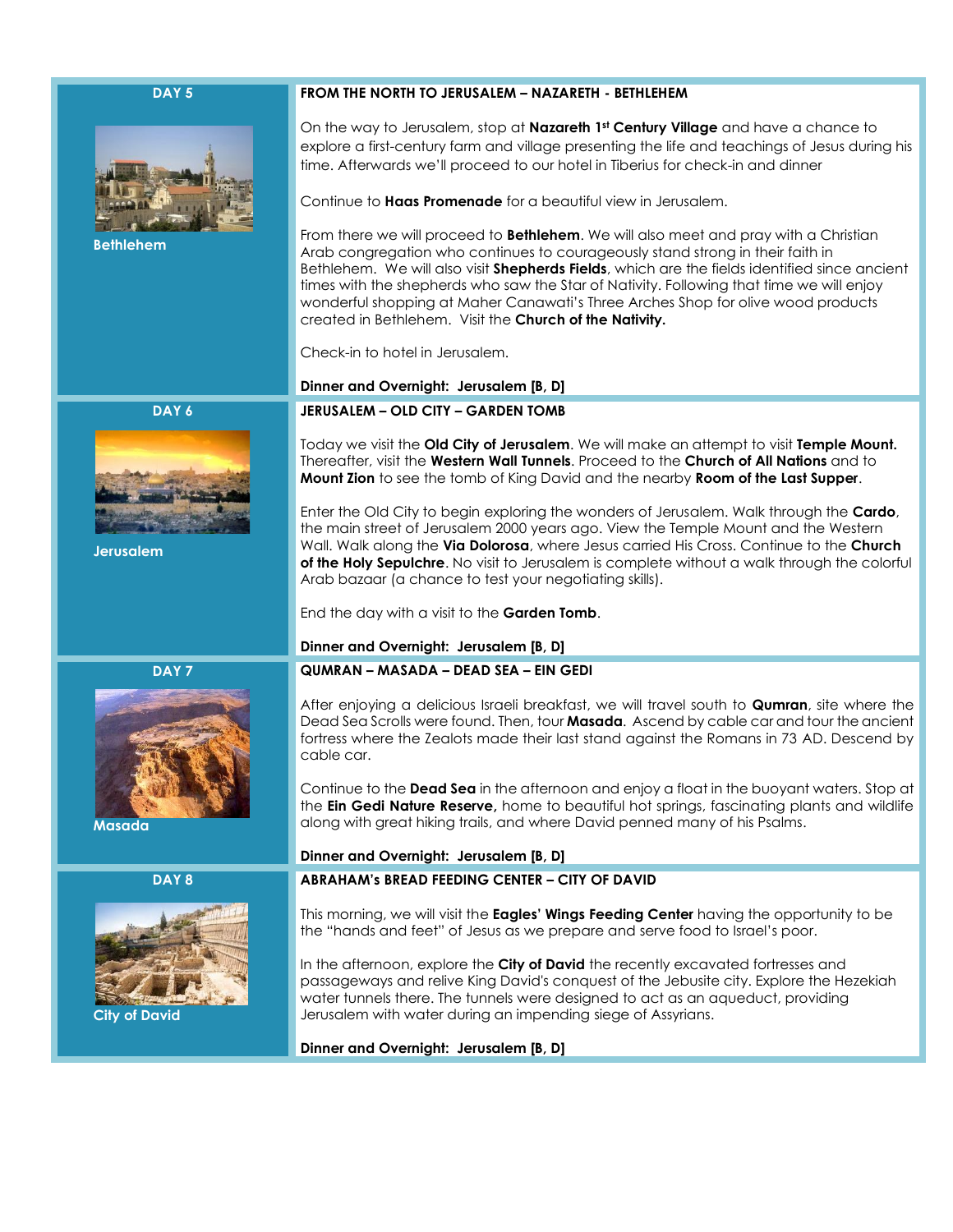## DAY 5

**Bethlehem**

### FROM THE NORTH TO JERUSALEM – NAZARETH - BETHLEHEM

On the way to Jerusalem, stop at **Nazareth 1st Century Village** and have a chance to explore a first-century farm and village presenting the life and teachings of Jesus during his time. Afterwards we'll proceed to our hotel in Tiberius for check-in and dinner

Continue to **Haas Promenade** for a beautiful view in Jerusalem.

From there we will proceed to **Bethlehem**. We will also meet and pray with a Christian Arab congregation who continues to courageously stand strong in their faith in Bethlehem. We will also visit **Shepherds Fields**, which are the fields identified since ancient times with the shepherds who saw the Star of Nativity. Following that time we will enjoy wonderful shopping at Maher Canawati's Three Arches Shop for olive wood products created in Bethlehem. Visit the **Church of the Nativity.**

Check-in to hotel in Jerusalem.

**Dinner and Overnight: Jerusalem [B, D]**

## DAY 6

**Jerusalem**

### JERUSALEM – OLD CITY – GARDEN TOMB

Today we visit the **Old City of Jerusalem**. We will make an attempt to visit **Temple Mount.** Thereafter, visit the **Western Wall Tunnels**. Proceed to the **Church of All Nations** and to **Mount Zion** to see the tomb of King David and the nearby **Room of the Last Supper**.

Enter the Old City to begin exploring the wonders of Jerusalem. Walk through the **Cardo**, the main street of Jerusalem 2000 years ago. View the Temple Mount and the Western Wall. Walk along the **Via Dolorosa**, where Jesus carried His Cross. Continue to the **Church of the Holy Sepulchre**. No visit to Jerusalem is complete without a walk through the colorful Arab bazaar (a chance to test your negotiating skills).

End the day with a visit to the **Garden Tomb**.

**Dinner and Overnight: Jerusalem [B, D]**

## DAY 7

**Masada**

### QUMRAN – MASADA – DEAD SEA – EIN GEDI

After enjoying a delicious Israeli breakfast, we will travel south to **Qumran**, site where the Dead Sea Scrolls were found. Then, tour **Masada**. Ascend by cable car and tour the ancient fortress where the Zealots made their last stand against the Romans in 73 AD. Descend by cable car.

Continue to the **Dead Sea** in the afternoon and enjoy a float in the buoyant waters. Stop at the **Ein Gedi Nature Reserve,** home to beautiful hot springs, fascinating plants and wildlife along with great hiking trails, and where David penned many of his Psalms.

**Dinner and Overnight: Jerusalem [B, D]**

## DAY 8

**City of David**

### ABRAHAM's BREAD FEEDING CENTER – CITY OF DAVID

This morning, we will visit the **Eagles' Wings Feeding Center** having the opportunity to be the "hands and feet" of Jesus as we prepare and serve food to Israel's poor.

In the afternoon, explore the **City of David** the recently excavated fortresses and passageways and relive King David's conquest of the Jebusite city. Explore the Hezekiah water tunnels there. The tunnels were designed to act as an aqueduct, providing Jerusalem with water during an impending siege of Assyrians.

**Dinner and Overnight: Jerusalem [B, D]**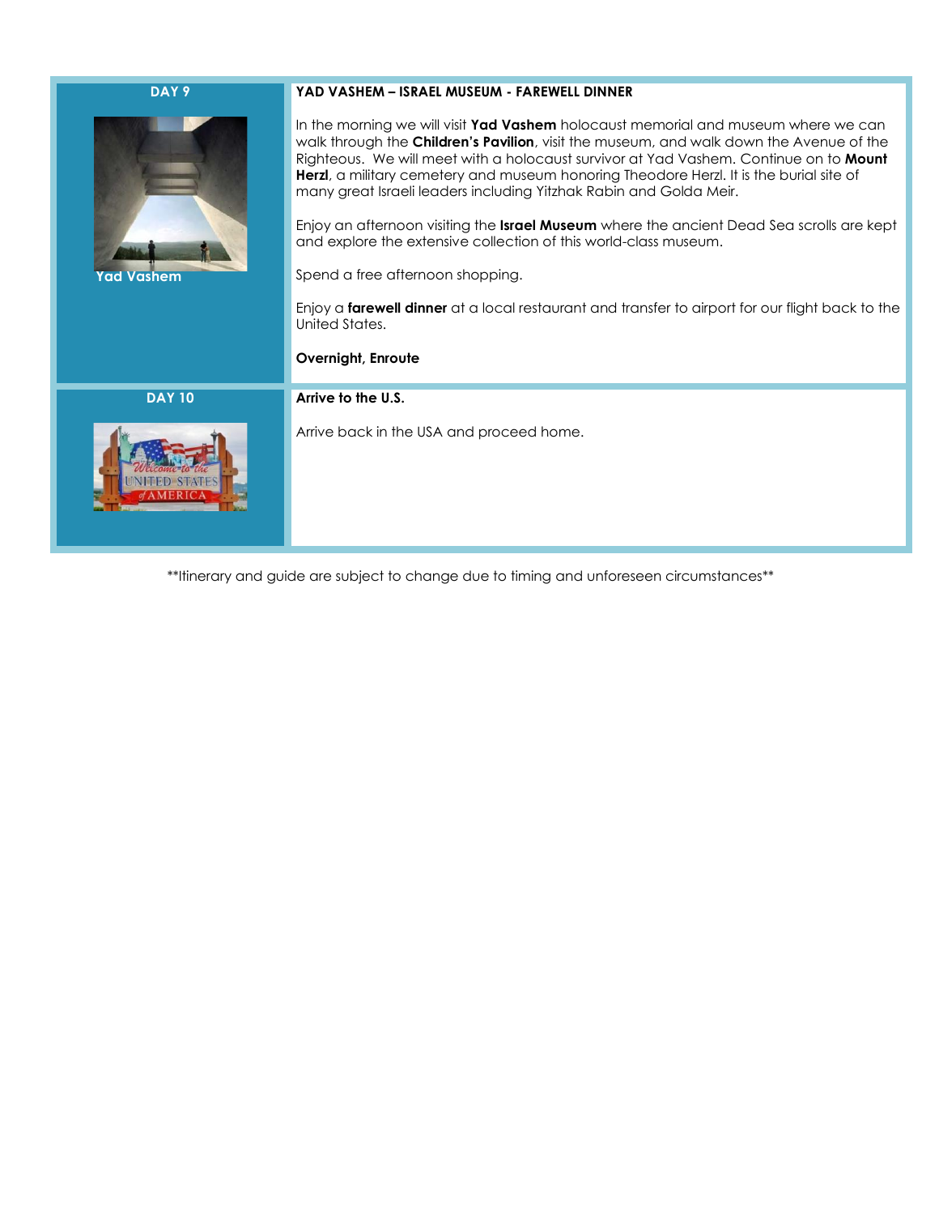| | |
|---|---|
| **DAY 9**<br><br>Yad Vashem | **YAD VASHEM – ISRAEL MUSEUM - FAREWELL DINNER**<br><br>In the morning we will visit **Yad Vashem** holocaust memorial and museum where we can walk through the **Children's Pavilion**, visit the museum, and walk down the Avenue of the Righteous. We will meet with a holocaust survivor at Yad Vashem. Continue on to **Mount Herzl**, a military cemetery and museum honoring Theodore Herzl. It is the burial site of many great Israeli leaders including Yitzhak Rabin and Golda Meir.<br><br>Enjoy an afternoon visiting the **Israel Museum** where the ancient Dead Sea scrolls are kept and explore the extensive collection of this world-class museum.<br><br>Spend a free afternoon shopping.<br><br>Enjoy a **farewell dinner** at a local restaurant and transfer to airport for our flight back to the United States.<br><br>**Overnight, Enroute** |
| **DAY 10** | **Arrive to the U.S.**<br><br>Arrive back in the USA and proceed home. |

**Itinerary and guide are subject to change due to timing and unforeseen circumstances**